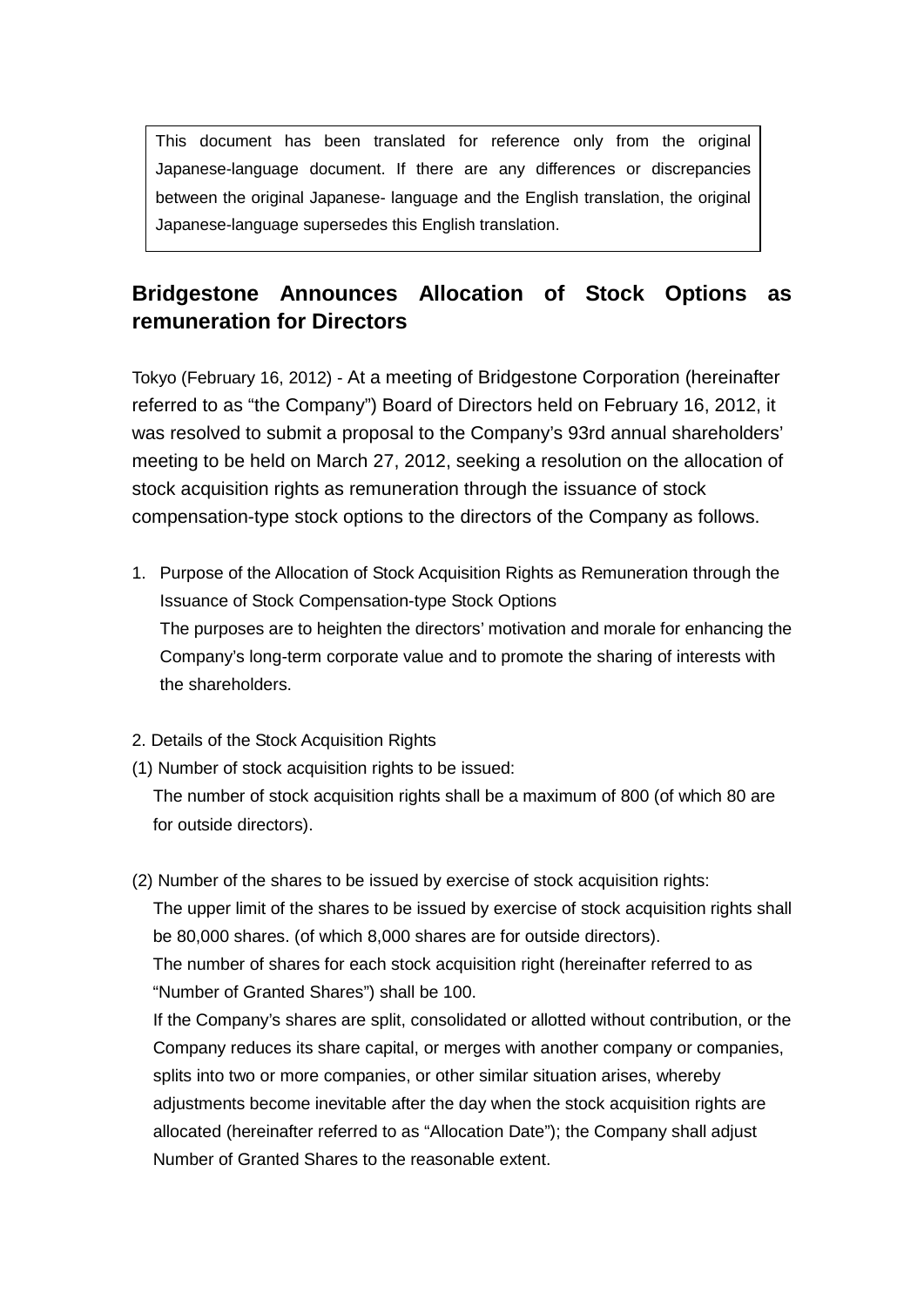This document has been translated for reference only from the original Japanese-language document. If there are any differences or discrepancies between the original Japanese- language and the English translation, the original Japanese-language supersedes this English translation.

# Bridgestone Announces Allocation of Stock Options as remuneration for Directors

Tokyo (February 16, 2012) - At a meeting of Bridgestone Corporation (hereinafter referred to as "the Company") Board of Directors held on February 16, 2012, it was resolved to submit a proposal to the Company's 93rd annual shareholders' meeting to be held on March 27, 2012, seeking a resolution on the allocation of stock acquisition rights as remuneration through the issuance of stock compensation-type stock options to the directors of the Company as follows.

1. Purpose of the Allocation of Stock Acquisition Rights as Remuneration through the Issuance of Stock Compensation-type Stock Options
   The purposes are to heighten the directors' motivation and morale for enhancing the Company's long-term corporate value and to promote the sharing of interests with the shareholders.

2. Details of the Stock Acquisition Rights

(1) Number of stock acquisition rights to be issued:
The number of stock acquisition rights shall be a maximum of 800 (of which 80 are for outside directors).

(2) Number of the shares to be issued by exercise of stock acquisition rights:
The upper limit of the shares to be issued by exercise of stock acquisition rights shall be 80,000 shares. (of which 8,000 shares are for outside directors).
The number of shares for each stock acquisition right (hereinafter referred to as "Number of Granted Shares") shall be 100.
If the Company's shares are split, consolidated or allotted without contribution, or the Company reduces its share capital, or merges with another company or companies, splits into two or more companies, or other similar situation arises, whereby adjustments become inevitable after the day when the stock acquisition rights are allocated (hereinafter referred to as "Allocation Date"); the Company shall adjust Number of Granted Shares to the reasonable extent.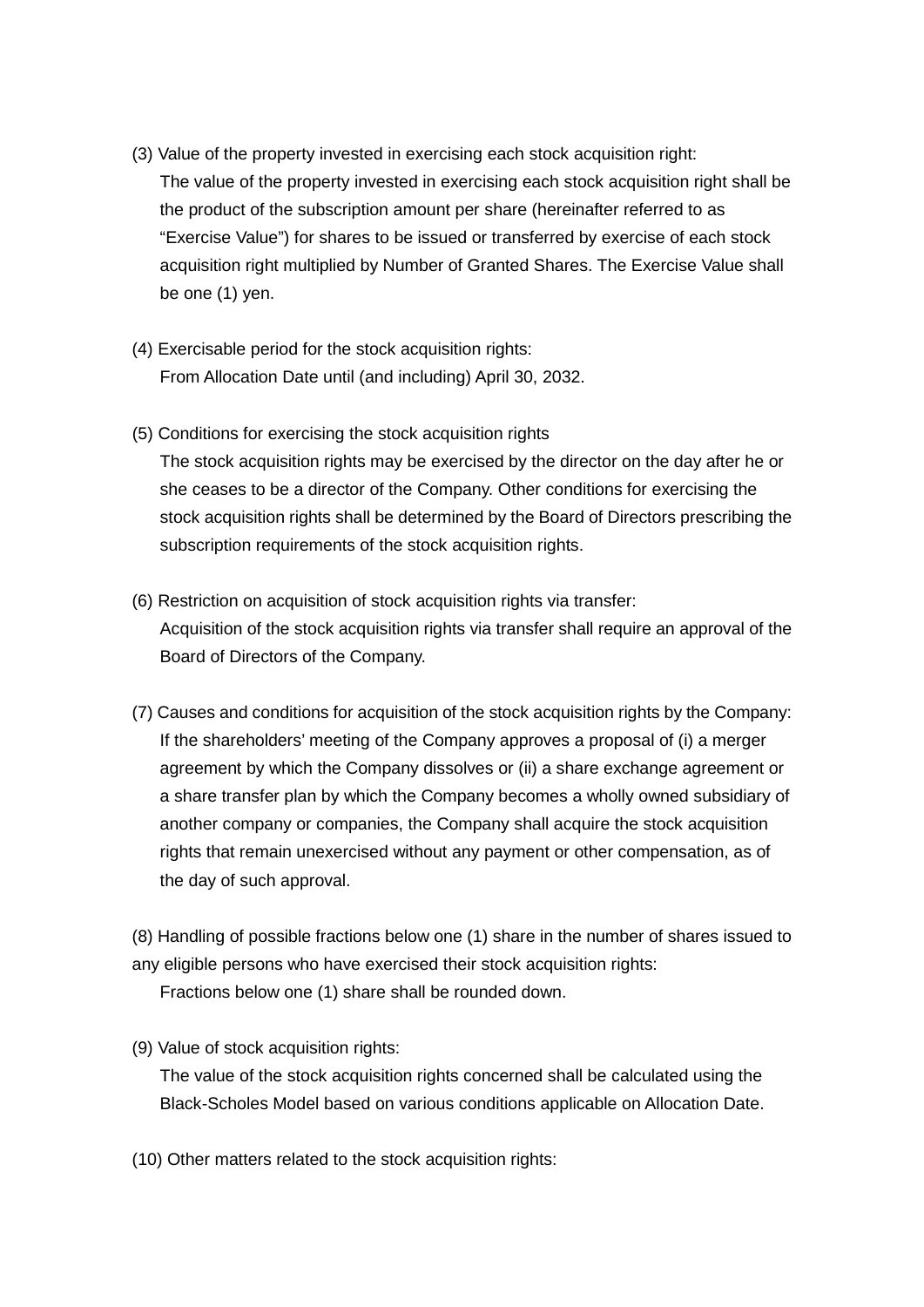(3) Value of the property invested in exercising each stock acquisition right:

The value of the property invested in exercising each stock acquisition right shall be the product of the subscription amount per share (hereinafter referred to as "Exercise Value") for shares to be issued or transferred by exercise of each stock acquisition right multiplied by Number of Granted Shares. The Exercise Value shall be one (1) yen.

(4) Exercisable period for the stock acquisition rights:

From Allocation Date until (and including) April 30, 2032.

(5) Conditions for exercising the stock acquisition rights

The stock acquisition rights may be exercised by the director on the day after he or she ceases to be a director of the Company. Other conditions for exercising the stock acquisition rights shall be determined by the Board of Directors prescribing the subscription requirements of the stock acquisition rights.

(6) Restriction on acquisition of stock acquisition rights via transfer:

Acquisition of the stock acquisition rights via transfer shall require an approval of the Board of Directors of the Company.

(7) Causes and conditions for acquisition of the stock acquisition rights by the Company:

If the shareholders' meeting of the Company approves a proposal of (i) a merger agreement by which the Company dissolves or (ii) a share exchange agreement or a share transfer plan by which the Company becomes a wholly owned subsidiary of another company or companies, the Company shall acquire the stock acquisition rights that remain unexercised without any payment or other compensation, as of the day of such approval.

(8) Handling of possible fractions below one (1) share in the number of shares issued to any eligible persons who have exercised their stock acquisition rights:

Fractions below one (1) share shall be rounded down.

(9) Value of stock acquisition rights:

The value of the stock acquisition rights concerned shall be calculated using the Black-Scholes Model based on various conditions applicable on Allocation Date.

(10) Other matters related to the stock acquisition rights: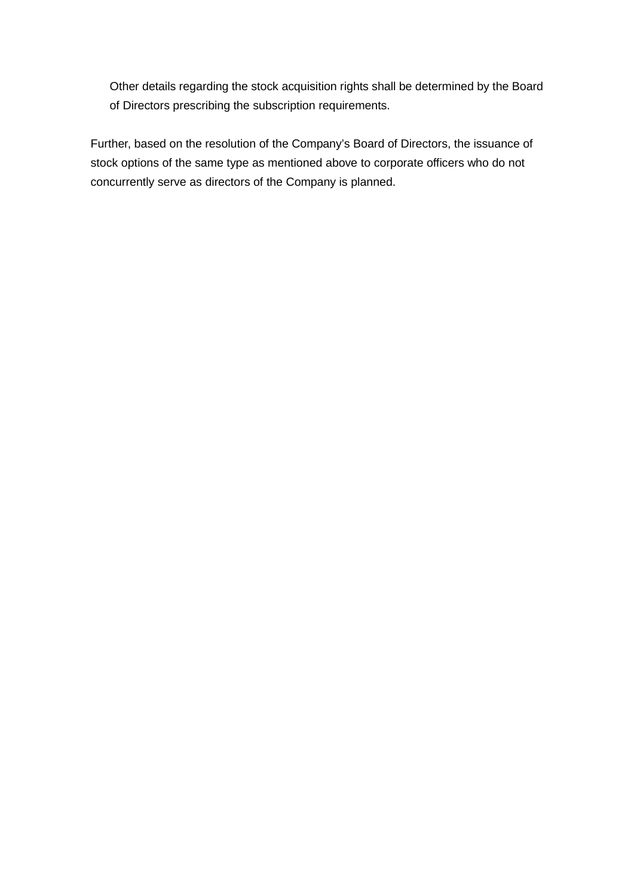Other details regarding the stock acquisition rights shall be determined by the Board of Directors prescribing the subscription requirements.

Further, based on the resolution of the Company's Board of Directors, the issuance of stock options of the same type as mentioned above to corporate officers who do not concurrently serve as directors of the Company is planned.